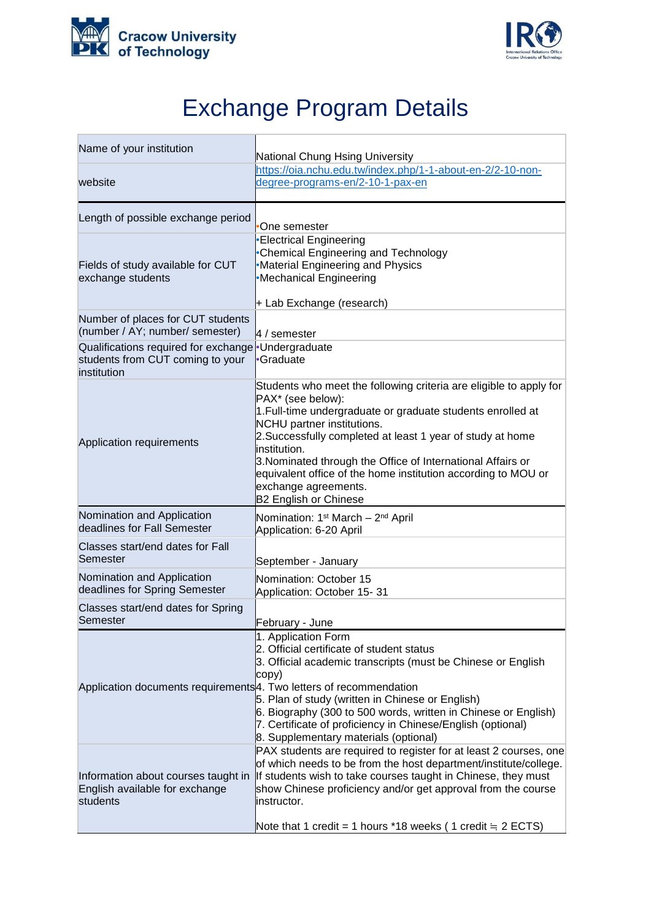# Exchange Program Details

| | |
|---|---|
| Name of your institution | National Chung Hsing University |
| website | https://oia.nchu.edu.tw/index.php/1-1-about-en-2/2-10-non-degree-programs-en/2-10-1-pax-en |
| Length of possible exchange period | •One semester |
| Fields of study available for CUT exchange students | •Electrical Engineering<br>•Chemical Engineering and Technology<br>•Material Engineering and Physics<br>•Mechanical Engineering<br><br>+ Lab Exchange (research) |
| Number of places for CUT students (number / AY; number/ semester) | 4 / semester |
| Qualifications required for exchange students from CUT coming to your institution | •Undergraduate<br>•Graduate |
| Application requirements | Students who meet the following criteria are eligible to apply for PAX* (see below):<br>1.Full-time undergraduate or graduate students enrolled at NCHU partner institutions.<br>2.Successfully completed at least 1 year of study at home institution.<br>3.Nominated through the Office of International Affairs or equivalent office of the home institution according to MOU or exchange agreements.<br>B2 English or Chinese |
| Nomination and Application deadlines for Fall Semester | Nomination: 1st March – 2nd April<br>Application: 6-20 April |
| Classes start/end dates for Fall Semester | September - January |
| Nomination and Application deadlines for Spring Semester | Nomination: October 15<br>Application: October 15- 31 |
| Classes start/end dates for Spring Semester | February - June |
| Application documents requirements | 1. Application Form<br>2. Official certificate of student status<br>3. Official academic transcripts (must be Chinese or English copy)<br>4. Two letters of recommendation<br>5. Plan of study (written in Chinese or English)<br>6. Biography (300 to 500 words, written in Chinese or English)<br>7. Certificate of proficiency in Chinese/English (optional)<br>8. Supplementary materials (optional) |
| Information about courses taught in English available for exchange students | PAX students are required to register for at least 2 courses, one of which needs to be from the host department/institute/college. If students wish to take courses taught in Chinese, they must show Chinese proficiency and/or get approval from the course instructor.<br><br>Note that 1 credit = 1 hours *18 weeks ( 1 credit ≒ 2 ECTS) |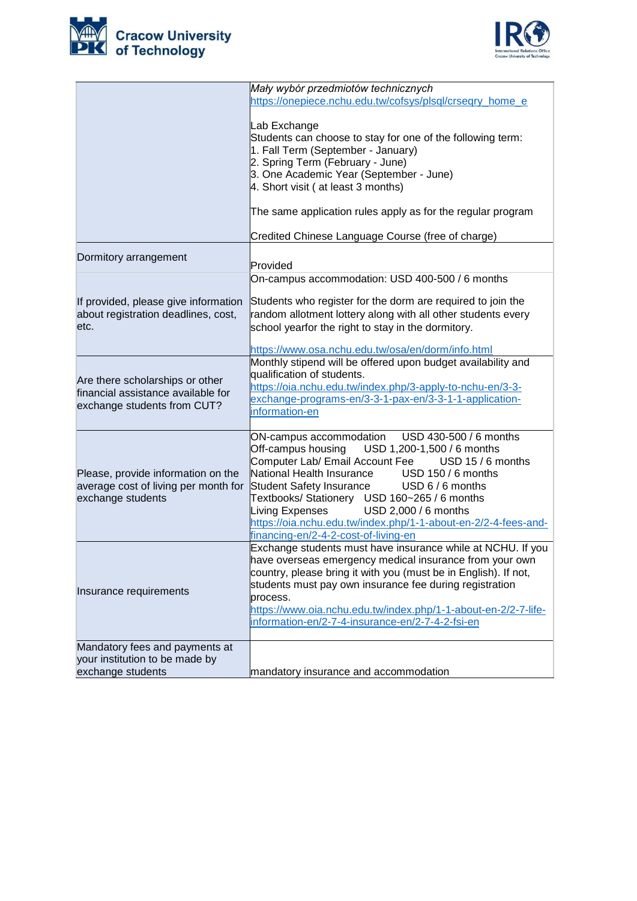| | |
|---|---|
| | *Mały wybór przedmiotów technicznych*<br>https://onepiece.nchu.edu.tw/cofsys/plsql/crseqry_home_e<br><br>Lab Exchange<br>Students can choose to stay for one of the following term:<br>1. Fall Term (September - January)<br>2. Spring Term (February - June)<br>3. One Academic Year (September - June)<br>4. Short visit ( at least 3 months)<br><br>The same application rules apply as for the regular program<br><br>Credited Chinese Language Course (free of charge) |
| Dormitory arrangement | Provided |
| If provided, please give information about registration deadlines, cost, etc. | On-campus accommodation: USD 400-500 / 6 months<br><br>Students who register for the dorm are required to join the random allotment lottery along with all other students every school yearfor the right to stay in the dormitory.<br><br>https://www.osa.nchu.edu.tw/osa/en/dorm/info.html |
| Are there scholarships or other financial assistance available for exchange students from CUT? | Monthly stipend will be offered upon budget availability and qualification of students.<br>https://oia.nchu.edu.tw/index.php/3-apply-to-nchu-en/3-3-exchange-programs-en/3-3-1-pax-en/3-3-1-1-application-information-en |
| Please, provide information on the average cost of living per month for exchange students | ON-campus accommodation USD 430-500 / 6 months<br>Off-campus housing USD 1,200-1,500 / 6 months<br>Computer Lab/ Email Account Fee USD 15 / 6 months<br>National Health Insurance USD 150 / 6 months<br>Student Safety Insurance USD 6 / 6 months<br>Textbooks/ Stationery USD 160~265 / 6 months<br>Living Expenses USD 2,000 / 6 months<br>https://oia.nchu.edu.tw/index.php/1-1-about-en-2/2-4-fees-and-financing-en/2-4-2-cost-of-living-en |
| Insurance requirements | Exchange students must have insurance while at NCHU. If you have overseas emergency medical insurance from your own country, please bring it with you (must be in English). If not, students must pay own insurance fee during registration process.<br>https://www.oia.nchu.edu.tw/index.php/1-1-about-en-2/2-7-life-information-en/2-7-4-insurance-en/2-7-4-2-fsi-en |
| Mandatory fees and payments at your institution to be made by exchange students | mandatory insurance and accommodation |